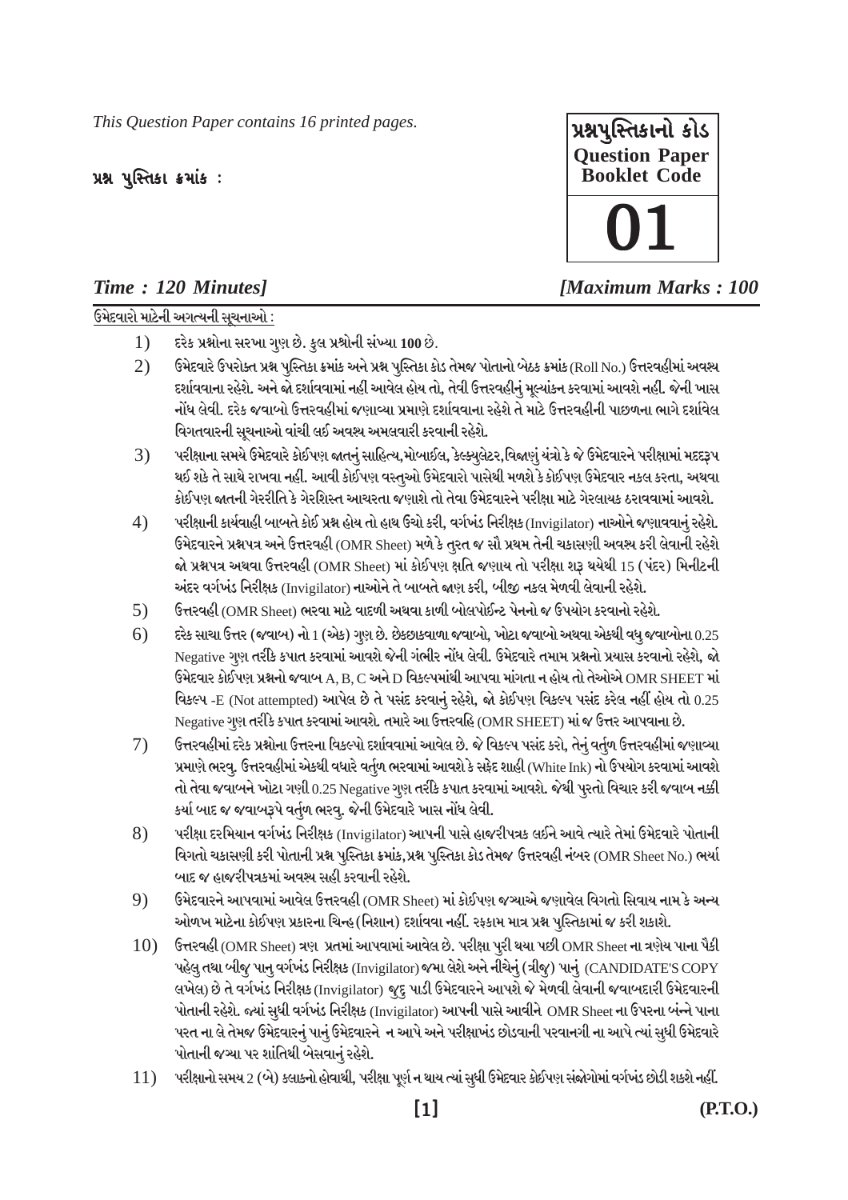*This Question Paper contains 16 printed pages.*

**પ્રશ્ન પુસ્તિકા ક્રમાંક :**

**પ્રશ્નપુસ્તિકાનો કોડ**
**Question Paper Booklet Code**

# 01

***Time : 120 Minutes]*** ***[Maximum Marks : 100***

**ઉમેદવારો માટેની અગત્યની સૂચનાઓ :**

1) દરેક પ્રશ્નોના સરખા ગુણ છે. કુલ પ્રશ્નોની સંખ્યા **100** છે.

2) ઉમેદવારે ઉપરોક્ત પ્રશ્ન પુસ્તિકા ક્રમાંક અને પ્રશ્ન પુસ્તિકા કોડ તેમજ પોતાનો બેઠક ક્રમાંક (Roll No.) ઉત્તરવહીમાં અવશ્ય દર્શાવવાના રહેશે. અને જો દર્શાવવામાં નહીં આવેલ હોય તો, તેવી ઉત્તરવહીનું મૂલ્યાંકન કરવામાં આવશે નહીં. જેની ખાસ નોંધ લેવી. દરેક જવાબો ઉત્તરવહીમાં જણાવ્યા પ્રમાણે દર્શાવવાના રહેશે તે માટે ઉત્તરવહીની પાછળના ભાગે દર્શાવેલ વિગતવારની સૂચનાઓ વાંચી લઈ અવશ્ય અમલવારી કરવાની રહેશે.

3) પરીક્ષાના સમયે ઉમેદવારે કોઈપણ જાતનું સાહિત્ય,મોબાઈલ, કેલ્ક્યુલેટર,વિજાણું યંત્રો કે જે ઉમેદવારને પરીક્ષામાં મદદરૂપ થઈ શકે તે સાથે રાખવા નહીં. આવી કોઈપણ વસ્તુઓ ઉમેદવારો પાસેથી મળશે કે કોઈપણ ઉમેદવાર નકલ કરતા, અથવા કોઈપણ જાતની ગેરરીતિ કે ગેરશિસ્ત આચરતા જણાશે તો તેવા ઉમેદવારને પરીક્ષા માટે ગેરલાયક ઠરાવવામાં આવશે.

4) પરીક્ષાની કાર્યવાહી બાબતે કોઈ પ્રશ્ન હોય તો હાથ ઉંચો કરી, વર્ગખંડ નિરીક્ષક (Invigilator) નાઓને જણાવવાનું રહેશે. ઉમેદવારને પ્રશ્નપત્ર અને ઉત્તરવહી (OMR Sheet) મળે કે તુરત જ સૌ પ્રથમ તેની ચકાસણી અવશ્ય કરી લેવાની રહેશે જો પ્રશ્નપત્ર અથવા ઉત્તરવહી (OMR Sheet) માં કોઈપણ ક્ષતિ જણાય તો પરીક્ષા શરૂ થયેથી 15 (પંદર) મિનીટની અંદર વર્ગખંડ નિરીક્ષક (Invigilator) નાઓને તે બાબતે જાણ કરી, બીજી નકલ મેળવી લેવાની રહેશે.

5) ઉત્તરવહી (OMR Sheet) ભરવા માટે વાદળી અથવા કાળી બોલપોઈન્ટ પેનનો જ ઉપયોગ કરવાનો રહેશે.

6) દરેક સાચા ઉત્તર (જવાબ) નો 1 (એક) ગુણ છે. છેકછાકવાળા જવાબો, ખોટા જવાબો અથવા એકથી વધુ જવાબોના 0.25 Negative ગુણ તરીકે કપાત કરવામાં આવશે જેની ગંભીર નોંધ લેવી. ઉમેદવારે તમામ પ્રશ્નનો પ્રયાસ કરવાનો રહેશે, જો ઉમેદવાર કોઈપણ પ્રશ્નનો જવાબ A, B, C અને D વિકલ્પમાંથી આપવા માંગતા ન હોય તો તેઓએ OMR SHEET માં વિકલ્પ -E (Not attempted) આપેલ છે તે પસંદ કરવાનું રહેશે, જો કોઈપણ વિકલ્પ પસંદ કરેલ નહીં હોય તો 0.25 Negative ગુણ તરીકે કપાત કરવામાં આવશે. તમારે આ ઉત્તરવહિ (OMR SHEET) માં જ ઉત્તર આપવાના છે.

7) ઉત્તરવહીમાં દરેક પ્રશ્નોના ઉત્તરના વિકલ્પો દર્શાવવામાં આવેલ છે. જે વિકલ્પ પસંદ કરો, તેનું વર્તુળ ઉત્તરવહીમાં જણાવ્યા પ્રમાણે ભરવુ. ઉત્તરવહીમાં એકથી વધારે વર્તુળ ભરવામાં આવશે કે સફેદ શાહી (White Ink) નો ઉપયોગ કરવામાં આવશે તો તેવા જવાબને ખોટા ગણી 0.25 Negative ગુણ તરીકે કપાત કરવામાં આવશે. જેથી પુરતો વિચાર કરી જવાબ નક્કી કર્યા બાદ જ જવાબરૂપે વર્તુળ ભરવુ. જેની ઉમેદવારે ખાસ નોંધ લેવી.

8) પરીક્ષા દરમિયાન વર્ગખંડ નિરીક્ષક (Invigilator) આપની પાસે હાજરીપત્રક લઈને આવે ત્યારે તેમાં ઉમેદવારે પોતાની વિગતો ચકાસણી કરી પોતાની પ્રશ્ન પુસ્તિકા ક્રમાંક,પ્રશ્ન પુસ્તિકા કોડ તેમજ ઉત્તરવહી નંબર (OMR Sheet No.) ભર્યા બાદ જ હાજરીપત્રકમાં અવશ્ય સહી કરવાની રહેશે.

9) ઉમેદવારને આપવામાં આવેલ ઉત્તરવહી (OMR Sheet) માં કોઈપણ જગ્યાએ જણાવેલ વિગતો સિવાય નામ કે અન્ય ઓળખ માટેના કોઈપણ પ્રકારના ચિન્હ (નિશાન) દર્શાવવા નહીં. રફકામ માત્ર પ્રશ્ન પુસ્તિકામાં જ કરી શકાશે.

10) ઉત્તરવહી (OMR Sheet) ત્રણ પ્રતમાં આપવામાં આવેલ છે. પરીક્ષા પુરી થયા પછી OMR Sheet ના ત્રણેય પાના પૈકી પહેલુ તથા બીજુ પાનુ વર્ગખંડ નિરીક્ષક (Invigilator) જમા લેશે અને નીચેનું (ત્રીજુ) પાનું (CANDIDATE'S COPY લખેલ) છે તે વર્ગખંડ નિરીક્ષક (Invigilator) જુદુ પાડી ઉમેદવારને આપશે જે મેળવી લેવાની જવાબદારી ઉમેદવારની પોતાની રહેશે. જ્યાં સુધી વર્ગખંડ નિરીક્ષક (Invigilator) આપની પાસે આવીને OMR Sheet ના ઉપરના બંન્ને પાના પરત ના લે તેમજ ઉમેદવારનું પાનું ઉમેદવારને ન આપે અને પરીક્ષાખંડ છોડવાની પરવાનગી ના આપે ત્યાં સુધી ઉમેદવારે પોતાની જગ્યા પર શાંતિથી બેસવાનું રહેશે.

11) પરીક્ષાનો સમય 2 (બે) કલાકનો હોવાથી, પરીક્ષા પૂર્ણ ન થાય ત્યાં સુધી ઉમેદવાર કોઈપણ સંજોગોમાં વર્ગખંડ છોડી શકશે નહીં.

**(P.T.O.)**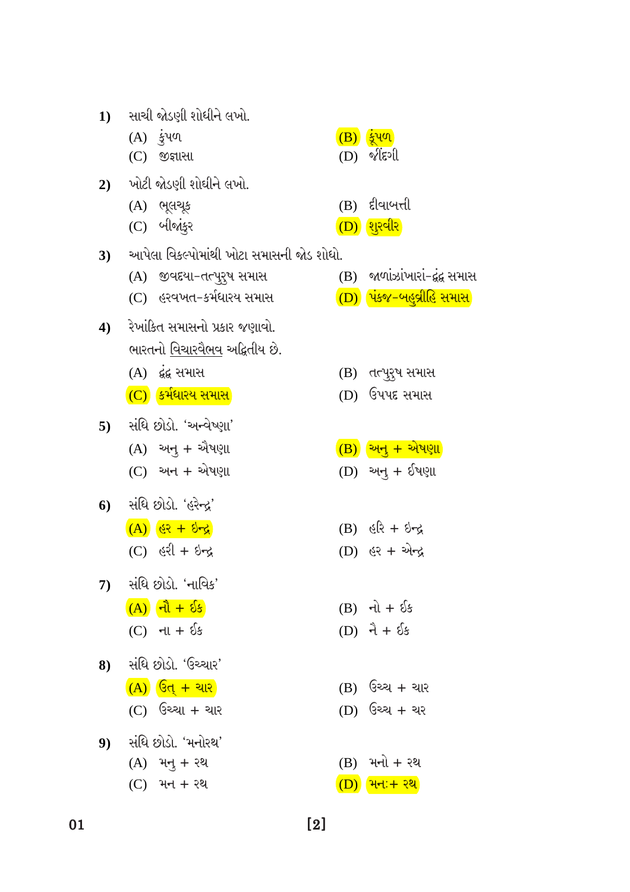**1)** સાચી જોડણી શોધીને લખો.

(A) કુંપળ

(B) કૂંપળ

(C) જીજ્ઞાસા

(D) જીંદગી

**2)** ખોટી જોડણી શોધીને લખો.

(A) ભૂલચૂક

(B) દીવાબત્તી

(C) બીજાંકુર

(D) શુરવીર

**3)** આપેલા વિકલ્પોમાંથી ખોટા સમાસની જોડ શોધો.

(A) જીવદયા-તત્પુરુષ સમાસ

(B) જાળાંઝાંખારાં-દ્વંદ્વ સમાસ

(C) હરવખત-કર્મધારય સમાસ

(D) પંકજ-બહુવ્રીહિ સમાસ

**4)** રેખાંકિત સમાસનો પ્રકાર જણાવો.

ભારતનો <u>વિચારવૈભવ</u> અદ્વિતીય છે.

(A) દ્વંદ્વ સમાસ

(B) તત્પુરુષ સમાસ

(C) કર્મધારય સમાસ

(D) ઉપપદ સમાસ

**5)** સંધિ છોડો. 'અન્વેષણા'

(A) અનુ + ઐષણા

(B) અનુ + એષણા

(C) અન + એષણા

(D) અનુ + ઈષણા

**6)** સંધિ છોડો. 'હરેન્દ્ર'

(A) હર + ઇન્દ્ર

(B) હરિ + ઇન્દ્ર

(C) હરી + ઇન્દ્ર

(D) હર + એન્દ્ર

**7)** સંધિ છોડો. 'નાવિક'

(A) નૌ + ઈક

(B) નો + ઈક

(C) ના + ઈક

(D) નૈ + ઈક

**8)** સંધિ છોડો. 'ઉચ્ચાર'

(A) ઉત્ + ચાર

(B) ઉચ્ચ + ચાર

(C) ઉચ્ચા + ચાર

(D) ઉચ્ચ + ચર

**9)** સંધિ છોડો. 'મનોરથ'

(A) મનુ + રથ

(B) મનો + રથ

(C) મન + રથ

(D) મનઃ+ રથ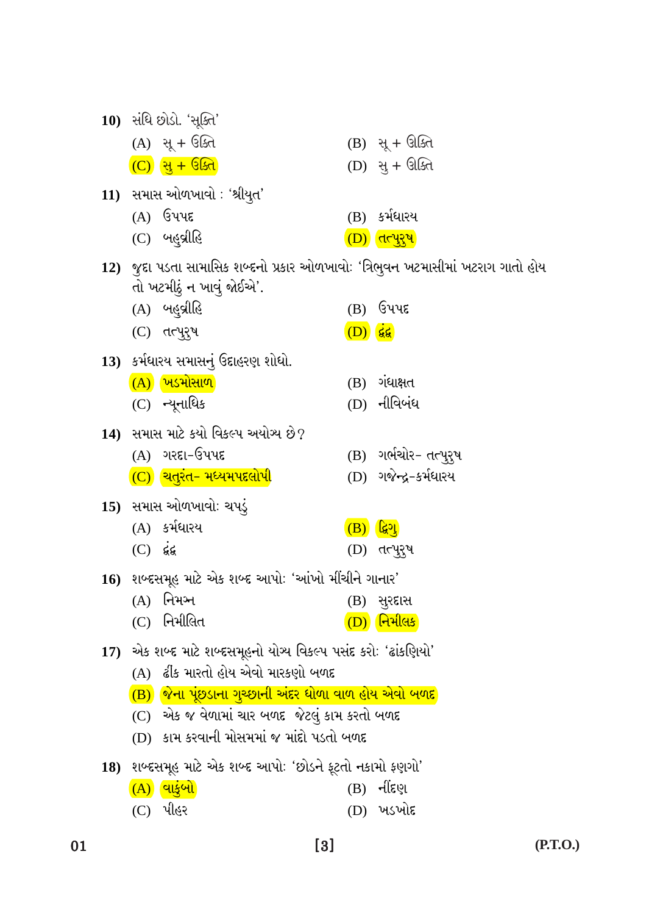**10)** સંધિ છોડો. 'સૂક્તિ'

(A) સૂ + ઉક્તિ
(B) સૂ + ઊક્તિ
(C) સુ + ઉક્તિ
(D) સુ + ઊક્તિ

**11)** સમાસ ઓળખાવો : 'શ્રીયુત'

(A) ઉપપદ
(B) કર્મધારય
(C) બહુવ્રીહિ
(D) તત્પુરુષ

**12)** જુદા પડતા સામાસિક શબ્દનો પ્રકાર ઓળખાવો: 'ત્રિભુવન ખટમાસીમાં ખટરાગ ગાતો હોય તો ખટમીઠું ન ખાવું જોઈએ'.

(A) બહુવ્રીહિ
(B) ઉપપદ
(C) તત્પુરુષ
(D) દ્વંદ્વ

**13)** કર્મધારય સમાસનું ઉદાહરણ શોધો.

(A) ખડમોસાળ
(B) ગંધાક્ષત
(C) ન્યૂનાધિક
(D) નીવિબંધ

**14)** સમાસ માટે કયો વિકલ્પ અયોગ્ય છે?

(A) ગરદા-ઉપપદ
(B) ગર્ભચોર- તત્પુરુષ
(C) ચતુરંત- મધ્યમપદલોપી
(D) ગજેન્દ્ર-કર્મધારય

**15)** સમાસ ઓળખાવો: ચપડું

(A) કર્મધારય
(B) દ્વિગુ
(C) દ્વંદ્વ
(D) તત્પુરુષ

**16)** શબ્દસમૂહ માટે એક શબ્દ આપો: 'આંખો મીંચીને ગાનાર'

(A) નિમગ્ન
(B) સુરદાસ
(C) નિમીલિત
(D) નિમીલક

**17)** એક શબ્દ માટે શબ્દસમૂહનો યોગ્ય વિકલ્પ પસંદ કરો: 'ઢાંકણિયો'

(A) ઢીંક મારતો હોય એવો મારકણો બળદ
(B) જેના પૂંછડાના ગુચ્છાની અંદર ધોળા વાળ હોય એવો બળદ
(C) એક જ વેળામાં ચાર બળદ જેટલું કામ કરતો બળદ
(D) કામ કરવાની મોસમમાં જ માંદો પડતો બળદ

**18)** શબ્દસમૂહ માટે એક શબ્દ આપો: 'છોડને ફૂટતો નકામો ફણગો'

(A) વાકુંબો
(B) નીંદણ
(C) પીહર
(D) ખડખોદ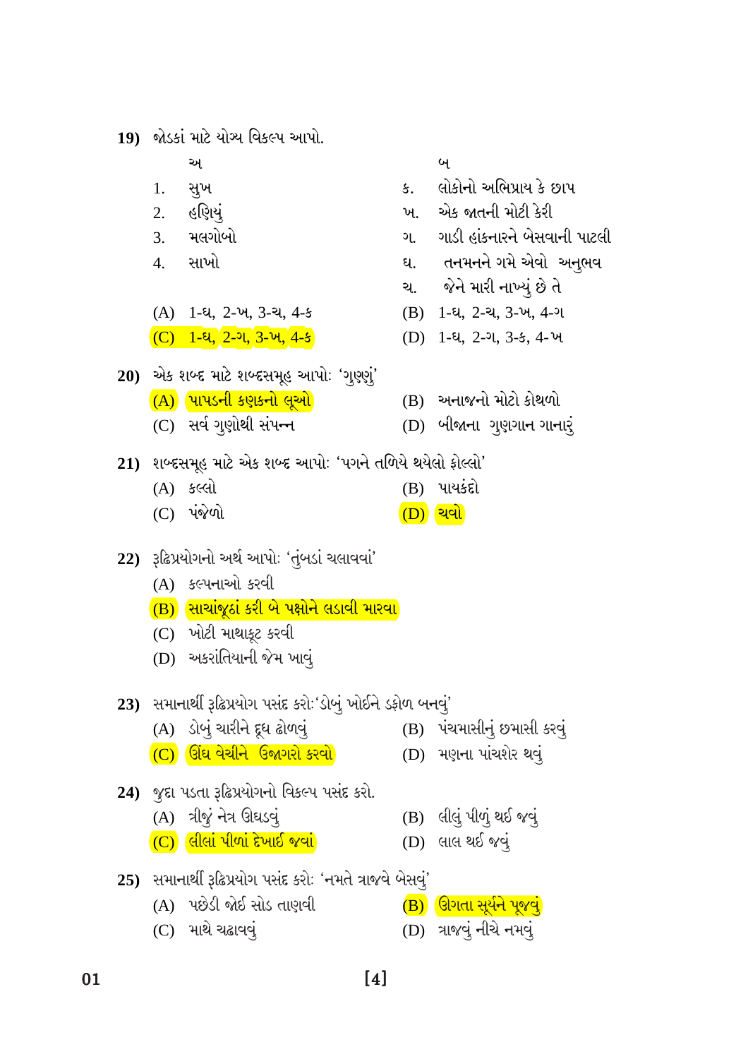**19)** જોડકાં માટે યોગ્ય વિકલ્પ આપો.

| અ | | બ | |
|---|---|---|---|
| 1. | સુખ | ક. | લોકોનો અભિપ્રાય કે છાપ |
| 2. | હણિયું | ખ. | એક જાતની મોટી કેરી |
| 3. | મલગોબો | ગ. | ગાડી હાંકનારને બેસવાની પાટલી |
| 4. | સાખો | ઘ. | તનમનને ગમે એવો અનુભવ |
| | | ચ. | જેને મારી નાખ્યું છે તે |

(A) 1-ઘ, 2-ખ, 3-ચ, 4-ક
(B) 1-ઘ, 2-ચ, 3-ખ, 4-ગ
(C) 1-ઘ, 2-ગ, 3-ખ, 4-ક
(D) 1-ઘ, 2-ગ, 3-ક, 4-ખ

**20)** એક શબ્દ માટે શબ્દસમૂહ આપોઃ 'ગુણ્ણું'

(A) પાપડની કણકનો લૂઓ
(B) અનાજનો મોટો કોથળો
(C) સર્વ ગુણોથી સંપન્ન
(D) બીજાના ગુણગાન ગાનારું

**21)** શબ્દસમૂહ માટે એક શબ્દ આપોઃ 'પગને તળિયે થયેલો ફોલ્લો'

(A) કલ્લો
(B) પાયકંદો
(C) પંજેળો
(D) ચવો

**22)** રૂઢિપ્રયોગનો અર્થ આપોઃ 'તુંબડાં ચલાવવાં'

(A) કલ્પનાઓ કરવી
(B) સાચાંજૂઠાં કરી બે પક્ષોને લડાવી મારવા
(C) ખોટી માથાકૂટ કરવી
(D) અકરાંતિયાની જેમ ખાવું

**23)** સમાનાર્થી રૂઢિપ્રયોગ પસંદ કરોઃ 'ડોબું ખોઈને ડફોળ બનવું'

(A) ડોબું ચારીને દૂધ ઢોળવું
(B) પંચમાસીનું છમાસી કરવું
(C) ઊંઘ વેચીને ઉજાગરો કરવો
(D) મણના પાંચશેર થવું

**24)** જુદા પડતા રૂઢિપ્રયોગનો વિકલ્પ પસંદ કરો.

(A) ત્રીજું નેત્ર ઊઘડવું
(B) લીલું પીળું થઈ જવું
(C) લીલાં પીળાં દેખાઈ જવાં
(D) લાલ થઈ જવું

**25)** સમાનાર્થી રૂઢિપ્રયોગ પસંદ કરોઃ 'નમતે ત્રાજવે બેસવું'

(A) પછેડી જોઈ સોડ તાણવી
(B) ઊગતા સૂર્યને પૂજવું
(C) માથે ચઢાવવું
(D) ત્રાજવું નીચે નમવું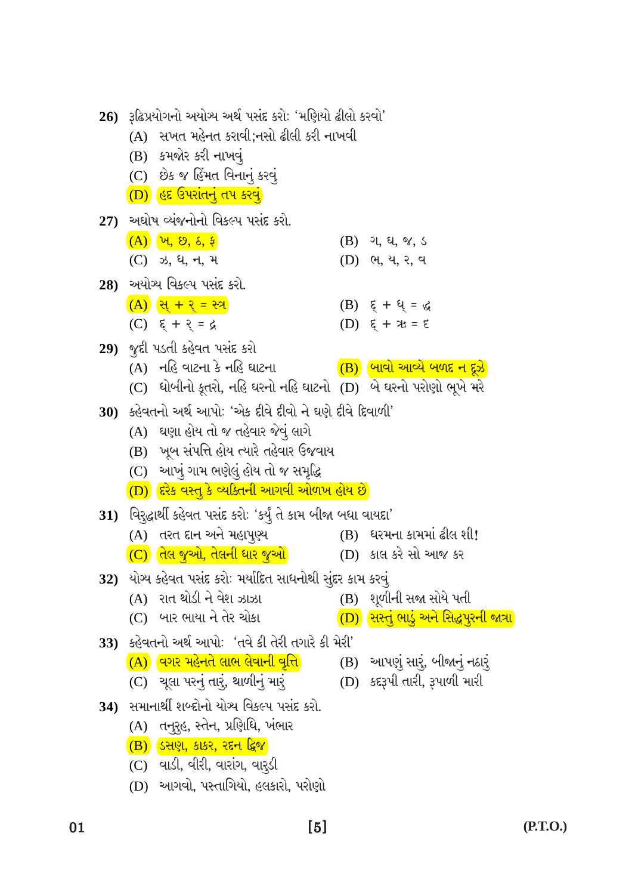**26)** રૂઢિપ્રયોગનો અયોગ્ય અર્થ પસંદ કરો: 'મણિયો ઢીલો કરવો'

(A) સખત મહેનત કરાવી;નસો ઢીલી કરી નાખવી

(B) કમજોર કરી નાખવું

(C) છેક જ હિંમત વિનાનું કરવું

(D) હદ ઉપરાંતનું તપ કરવું

**27)** અઘોષ વ્યંજનોનો વિકલ્પ પસંદ કરો.

(A) ખ, છ, ઠ, ફ

(B) ગ, ઘ, જ, ડ

(C) ઝ, ધ, ન, મ

(D) ભ, ય, ર, વ

**28)** અયોગ્ય વિકલ્પ પસંદ કરો.

(A) સ્ + ર્ = સ્ત્ર

(B) દ્ + ધ્ = દ્ધ

(C) દ્ + ર્ = દ્ર

(D) દ્ + ઋ = દૃ

**29)** જુદી પડતી કહેવત પસંદ કરો

(A) નહિ વાટના કે નહિ ઘાટના

(B) બાવો આવ્યે બળદ ન દૂઝે

(C) ધોબીનો કૂતરો, નહિ ઘરનો નહિ ઘાટનો

(D) બે ઘરનો પરોણો ભૂખે મરે

**30)** કહેવતનો અર્થ આપો: 'એક દીવે દીવો ને ઘણે દીવે દિવાળી'

(A) ઘણા હોય તો જ તહેવાર જેવું લાગે

(B) ખૂબ સંપત્તિ હોય ત્યારે તહેવાર ઉજવાય

(C) આખું ગામ ભણેલું હોય તો જ સમૃદ્ધિ

(D) દરેક વસ્તુ કે વ્યક્તિની આગવી ઓળખ હોય છે

**31)** વિરુદ્ધાર્થી કહેવત પસંદ કરો: 'કર્યું તે કામ બીજા બધા વાયદા'

(A) તરત દાન અને મહાપુણ્ય

(B) ધરમના કામમાં ઢીલ શી!

(C) તેલ જુઓ, તેલની ધાર જુઓ

(D) કાલ કરે સો આજ કર

**32)** યોગ્ય કહેવત પસંદ કરો: મર્યાદિત સાધનોથી સુંદર કામ કરવું

(A) રાત થોડી ને વેશ ઝાઝા

(B) શૂળીની સજા સોયે પતી

(C) બાર ભાયા ને તેર ચોકા

(D) સસ્તું ભાડું અને સિદ્ધપુરની જાત્રા

**33)** કહેવતનો અર્થ આપો: 'તવે કી તેરી તગારે કી મેરી'

(A) વગર મહેનતે લાભ લેવાની વૃત્તિ

(B) આપણું સારું, બીજાનું નઠારું

(C) ચૂલા પરનું તારું, થાળીનું મારું

(D) કદરૂપી તારી, રૂપાળી મારી

**34)** સમાનાર્થી શબ્દોનો યોગ્ય વિકલ્પ પસંદ કરો.

(A) તનુરુહ, સ્તેન, પ્રણિધિ, ખંભાર

(B) ડસણ, કાકર, રદન દ્વિજ

(C) વાડી, વીરી, વારાંગ, વારુડી

(D) આગવો, પસ્તાગિયો, હલકારો, પરોણો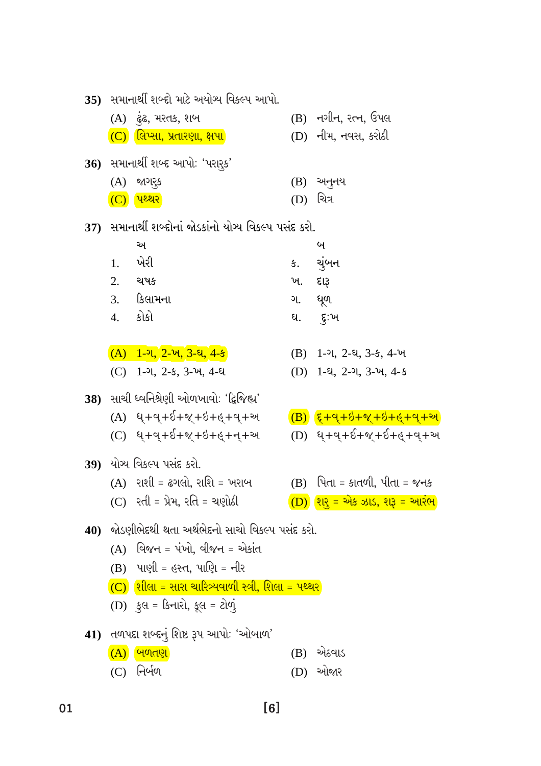**35)** સમાનાર્થી શબ્દો માટે અયોગ્ય વિકલ્પ આપો.

(A) ઢુંઢ, મરતક, શબ (B) નગીન, રત્ન, ઉપલ

(C) લિપ્સા, પ્રતારણા, ક્ષપા (D) નીમ, નવસ, કરોઠી

**36)** સમાનાર્થી શબ્દ આપોઃ 'પરારુક'

(A) જાગરુક (B) અનુનય

(C) પથ્થર (D) ચિત્ર

**37)** સમાનાર્થી શબ્દોનાં જોડકાંનો યોગ્ય વિકલ્પ પસંદ કરો.

| | અ | | બ |
|---|---|---|---|
| 1. | ખેરી | ક. | ચુંબન |
| 2. | ચષક | ખ. | દારૂ |
| 3. | કિલામના | ગ. | ધૂળ |
| 4. | કોકો | ઘ. | દુઃખ |

(A) 1-ગ, 2-ખ, 3-ઘ, 4-ક (B) 1-ગ, 2-ઘ, 3-ક, 4-ખ

(C) 1-ગ, 2-ક, 3-ખ, 4-ઘ (D) 1-ઘ, 2-ગ, 3-ખ, 4-ક

**38)** સાચી ધ્વનિશ્રેણી ઓળખાવોઃ 'દ્વિજિહ્વ'

(A) ધ્+વ્+ઈ+જ્+ઇ+હ્+વ્+અ (B) દ્+વ્+ઇ+જ્+ઇ+હ્+વ્+અ

(C) ધ્+વ્+ઈ+જ્+ઇ+હ્+ન્+અ (D) ધ્+વ્+ઈ+જ્+ઈ+હ્+વ્+અ

**39)** યોગ્ય વિકલ્પ પસંદ કરો.

(A) રાશી = ઢગલો, રાશિ = ખરાબ (B) પિતા = કાતળી, પીતા = જનક

(C) રતી = પ્રેમ, રતિ = ચણોઠી (D) શરુ = એક ઝાડ, શરૂ = આરંભ

**40)** જોડણીભેદથી થતા અર્થભેદનો સાચો વિકલ્પ પસંદ કરો.

(A) વિજન = પંખો, વીજન = એકાંત

(B) પાણી = હસ્ત, પાણિ = નીર

(C) શીલા = સારા ચારિત્ર્યવાળી સ્ત્રી, શિલા = પથ્થર

(D) કુલ = કિનારો, કૂલ = ટોળું

**41)** તળપદા શબ્દનું શિષ્ટ રૂપ આપોઃ 'ઓબાળ'

(A) બળતણ (B) એઠવાડ

(C) નિર્બળ (D) ઓજાર

01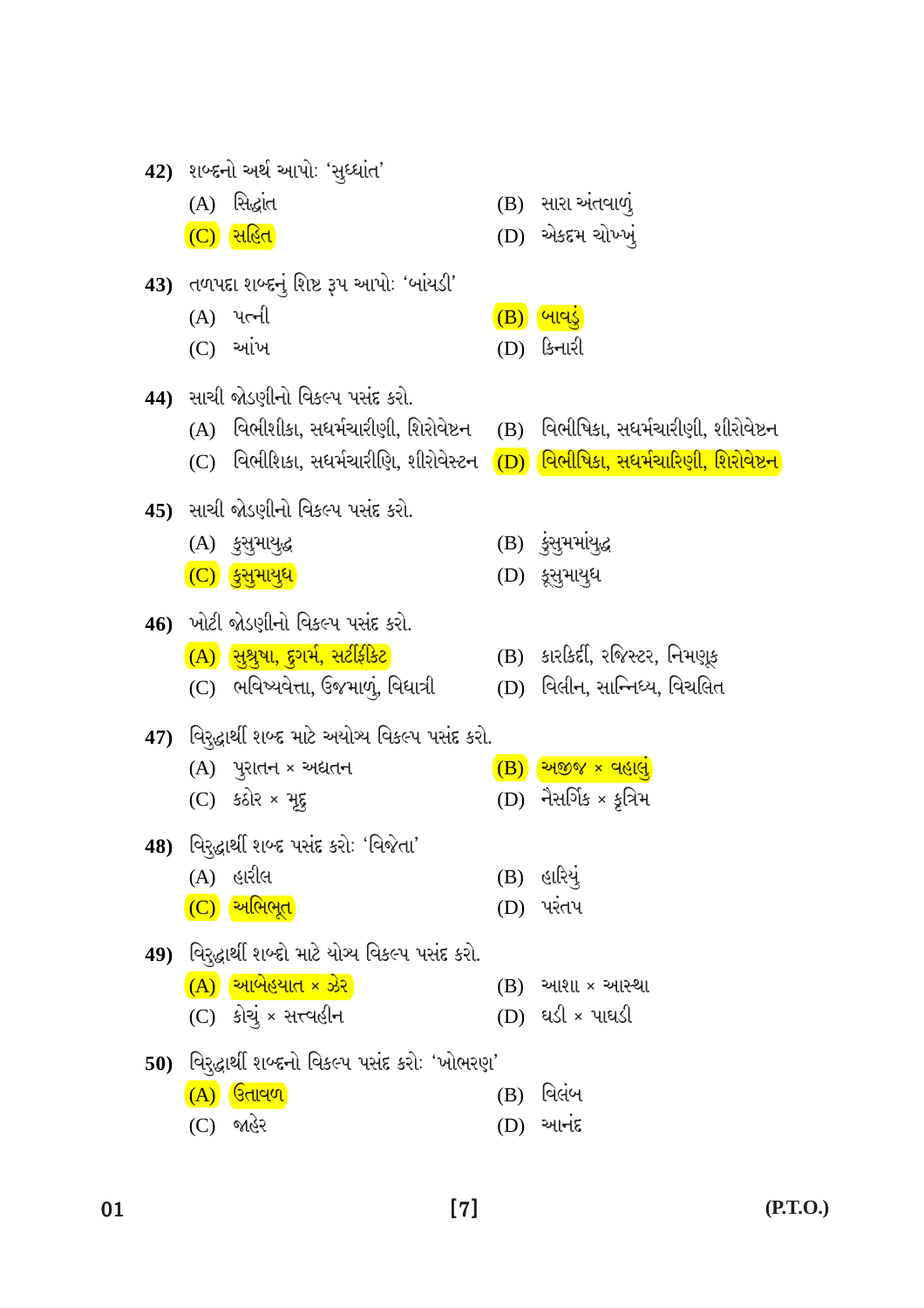**42)** શબ્દનો અર્થ આપો: 'સુધ્ધાંત'

(A) સિદ્ધાંત
(B) સારા અંતવાળું
(C) સહિત
(D) એકદમ ચોખ્ખું

**43)** તળપદા શબ્દનું શિષ્ટ રૂપ આપો: 'બાંયડી'

(A) પત્ની
(B) બાવડું
(C) આંખ
(D) કિનારી

**44)** સાચી જોડણીનો વિકલ્પ પસંદ કરો.

(A) વિભીશીકા, સધર્મચારીણી, શિરોવેષ્ટન
(B) વિભીષિકા, સધર્મચારીણી, શીરોવેષ્ટન
(C) વિભીશિકા, સધર્મચારીણિ, શીરોવેસ્ટન
(D) વિભીષિકા, સધર્મચારિણી, શિરોવેષ્ટન

**45)** સાચી જોડણીનો વિકલ્પ પસંદ કરો.

(A) કુસુમાયુદ્ધ
(B) કુંસુમમાંયુદ્ધ
(C) કુસુમાયુધ
(D) કૂસુમાયુધ

**46)** ખોટી જોડણીનો વિકલ્પ પસંદ કરો.

(A) સુશ્રુષા, દુગર્મ, સર્ટીફીકેટ
(B) કારકિર્દી, રજિસ્ટર, નિમણૂક
(C) ભવિષ્યવેત્તા, ઉજમાળું, વિધાત્રી
(D) વિલીન, સાન્નિધ્ય, વિચલિત

**47)** વિરુદ્ધાર્થી શબ્દ માટે અયોગ્ય વિકલ્પ પસંદ કરો.

(A) પુરાતન × અદ્યતન
(B) અજીજ × વહાલું
(C) કઠોર × મૃદુ
(D) નૈસર્ગિક × કૃત્રિમ

**48)** વિરુદ્ધાર્થી શબ્દ પસંદ કરો: 'વિજેતા'

(A) હારીલ
(B) હારિયું
(C) અભિભૂત
(D) પરંતપ

**49)** વિરુદ્ધાર્થી શબ્દો માટે યોગ્ય વિકલ્પ પસંદ કરો.

(A) આબેહયાત × ઝેર
(B) આશા × આસ્થા
(C) કોચું × સત્ત્વહીન
(D) ઘડી × પાઘડી

**50)** વિરુદ્ધાર્થી શબ્દનો વિકલ્પ પસંદ કરો: 'ખોભરણ'

(A) ઉતાવળ
(B) વિલંબ
(C) જાહેર
(D) આનંદ

01 (P.T.O.)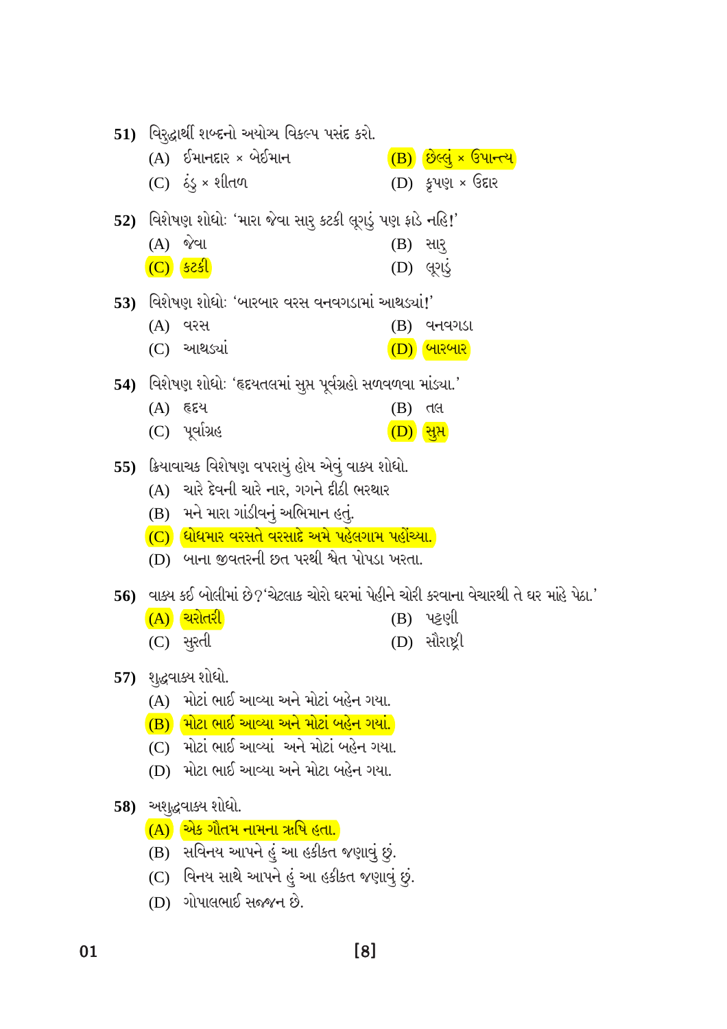**51)** વિરુદ્ધાર્થી શબ્દનો અયોગ્ય વિકલ્પ પસંદ કરો.

(A) ઈમાનદાર × બેઈમાન
(B) છેલ્લું × ઉપાન્ત્ય
(C) ઠંડુ × શીતળ
(D) કૃપણ × ઉદાર

**52)** વિશેષણ શોધો: 'મારા જેવા સારુ કટકી લૂગડું પણ ફાડે નહિ!'

(A) જેવા
(B) સારુ
(C) કટકી
(D) લૂગડું

**53)** વિશેષણ શોધો: 'બારબાર વરસ વનવગડામાં આથડ્યાં!'

(A) વરસ
(B) વનવગડા
(C) આથડ્યાં
(D) બારબાર

**54)** વિશેષણ શોધો: 'હૃદયતલમાં સુપ્ત પૂર્વગ્રહો સળવળવા માંડ્યા.'

(A) હૃદય
(B) તલ
(C) પૂર્વાગ્રહ
(D) સુપ્ત

**55)** ક્રિયાવાચક વિશેષણ વપરાયું હોય એવું વાક્ય શોધો.

(A) ચારે દેવની ચારે નાર, ગગને દીઠી ભરથાર
(B) મને મારા ગાંડીવનું અભિમાન હતું.
(C) ધોધમાર વરસતે વરસાદે અમે પહેલગામ પહોંચ્યા.
(D) બાના જીવતરની છત પરથી શ્વેત પોપડા ખરતા.

**56)** વાક્ય કઈ બોલીમાં છે?'ચેટલાક ચોરો ઘરમાં પેહીને ચોરી કરવાના વેચારથી તે ઘર માંહે પેઠા.'

(A) ચરોતરી
(B) પટ્ટણી
(C) સુરતી
(D) સૌરાષ્ટ્રી

**57)** શુદ્ધવાક્ય શોધો.

(A) મોટાં ભાઈ આવ્યા અને મોટાં બહેન ગયા.
(B) મોટા ભાઈ આવ્યા અને મોટાં બહેન ગયાં.
(C) મોટાં ભાઈ આવ્યાં અને મોટાં બહેન ગયા.
(D) મોટા ભાઈ આવ્યા અને મોટા બહેન ગયા.

**58)** અશુદ્ધવાક્ય શોધો.

(A) એક ગૌતમ નામના ઋષિ હતા.
(B) સવિનય આપને હું આ હકીકત જણાવું છું.
(C) વિનય સાથે આપને હું આ હકીકત જણાવું છું.
(D) ગોપાલભાઈ સજ્જન છે.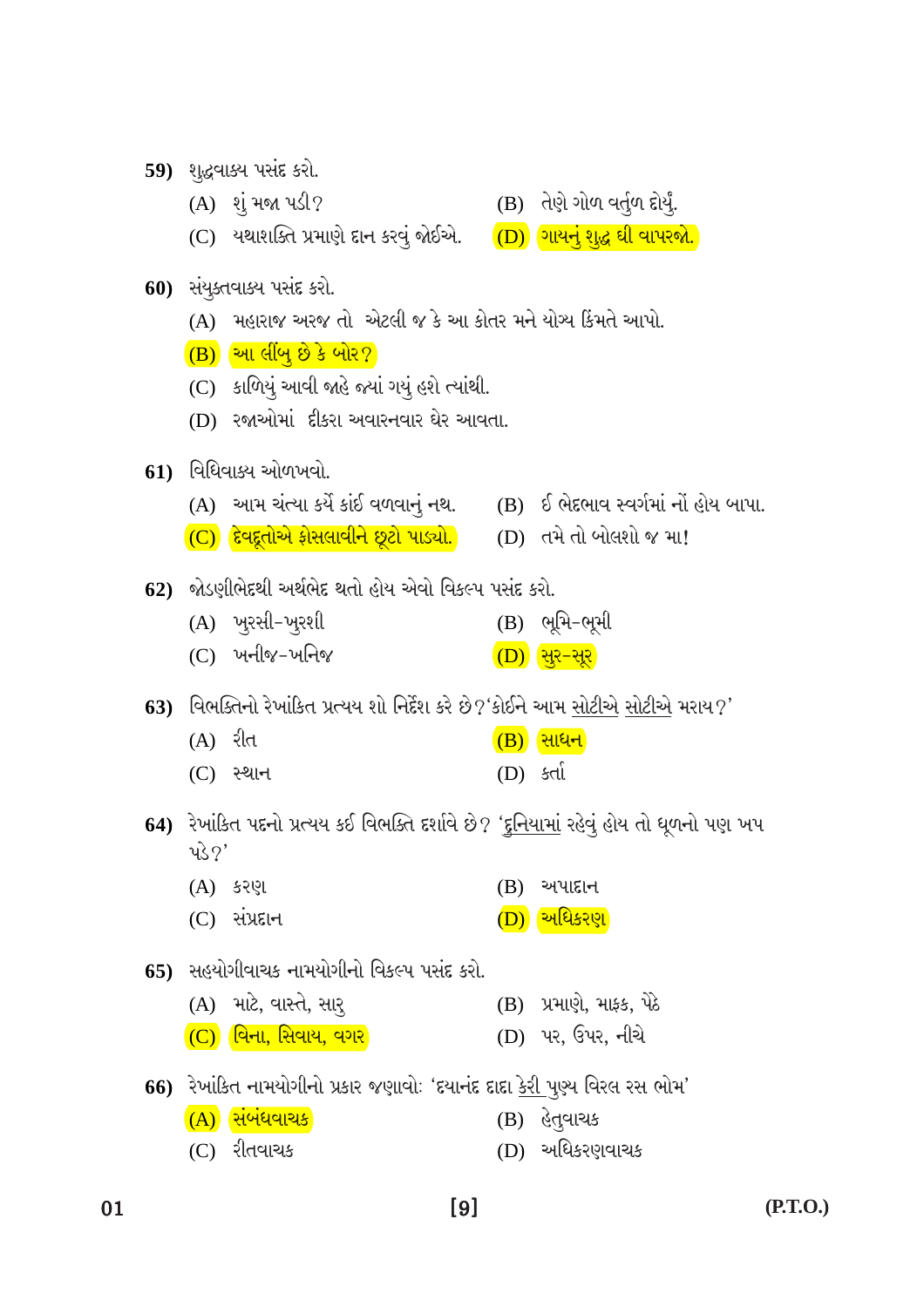**59)** શુદ્ધવાક્ય પસંદ કરો.

(A) શું મજા પડી?

(B) તેણે ગોળ વર્તુળ દોર્યું.

(C) યથાશક્તિ પ્રમાણે દાન કરવું જોઈએ.

(D) ગાયનું શુદ્ધ ઘી વાપરજો.

**60)** સંયુક્તવાક્ય પસંદ કરો.

(A) મહારાજ અરજ તો એટલી જ કે આ કોતર મને યોગ્ય કિંમતે આપો.

(B) આ લીંબુ છે કે બોર?

(C) કાળિયું આવી જાહે જ્યાં ગયું હશે ત્યાંથી.

(D) રજાઓમાં દીકરા અવારનવાર ઘેર આવતા.

**61)** વિધિવાક્ય ઓળખવો.

(A) આમ ચંત્યા કર્યે કાંઈ વળવાનું નથ.

(B) ઈ ભેદભાવ સ્વર્ગમાં નોં હોય બાપા.

(C) દેવદૂતોએ ફેસલાવીને છૂટો પાડ્યો.

(D) તમે તો બોલશો જ મા!

**62)** જોડણીભેદથી અર્થભેદ થતો હોય એવો વિકલ્પ પસંદ કરો.

(A) ખુરસી-ખુરશી

(B) ભૂમિ-ભૂમી

(C) ખનીજ-ખનિજ

(D) સુર-સૂર

**63)** વિભક્તિનો રેખાંકિત પ્રત્યય શો નિર્દેશ કરે છે?'કોઈને આમ <u>સોટીએ</u> <u>સોટીએ</u> મરાય?'

(A) રીત

(B) સાધન

(C) સ્થાન

(D) કર્તા

**64)** રેખાંકિત પદનો પ્રત્યય કઈ વિભક્તિ દર્શાવે છે? '<u>દુનિયામાં</u> રહેવું હોય તો ધૂળનો પણ ખપ પડે?'

(A) કરણ

(B) અપાદાન

(C) સંપ્રદાન

(D) અધિકરણ

**65)** સહયોગીવાચક નામયોગીનો વિકલ્પ પસંદ કરો.

(A) માટે, વાસ્તે, સારુ

(B) પ્રમાણે, માફક, પેઠે

(C) વિના, સિવાય, વગર

(D) પર, ઉપર, નીચે

**66)** રેખાંકિત નામયોગીનો પ્રકાર જણાવોઃ 'દયાનંદ દાદા <u>કેરી</u> પુણ્ય વિરલ રસ ભોમ'

(A) સંબંધવાચક

(B) હેતુવાચક

(C) રીતવાચક

(D) અધિકરણવાચક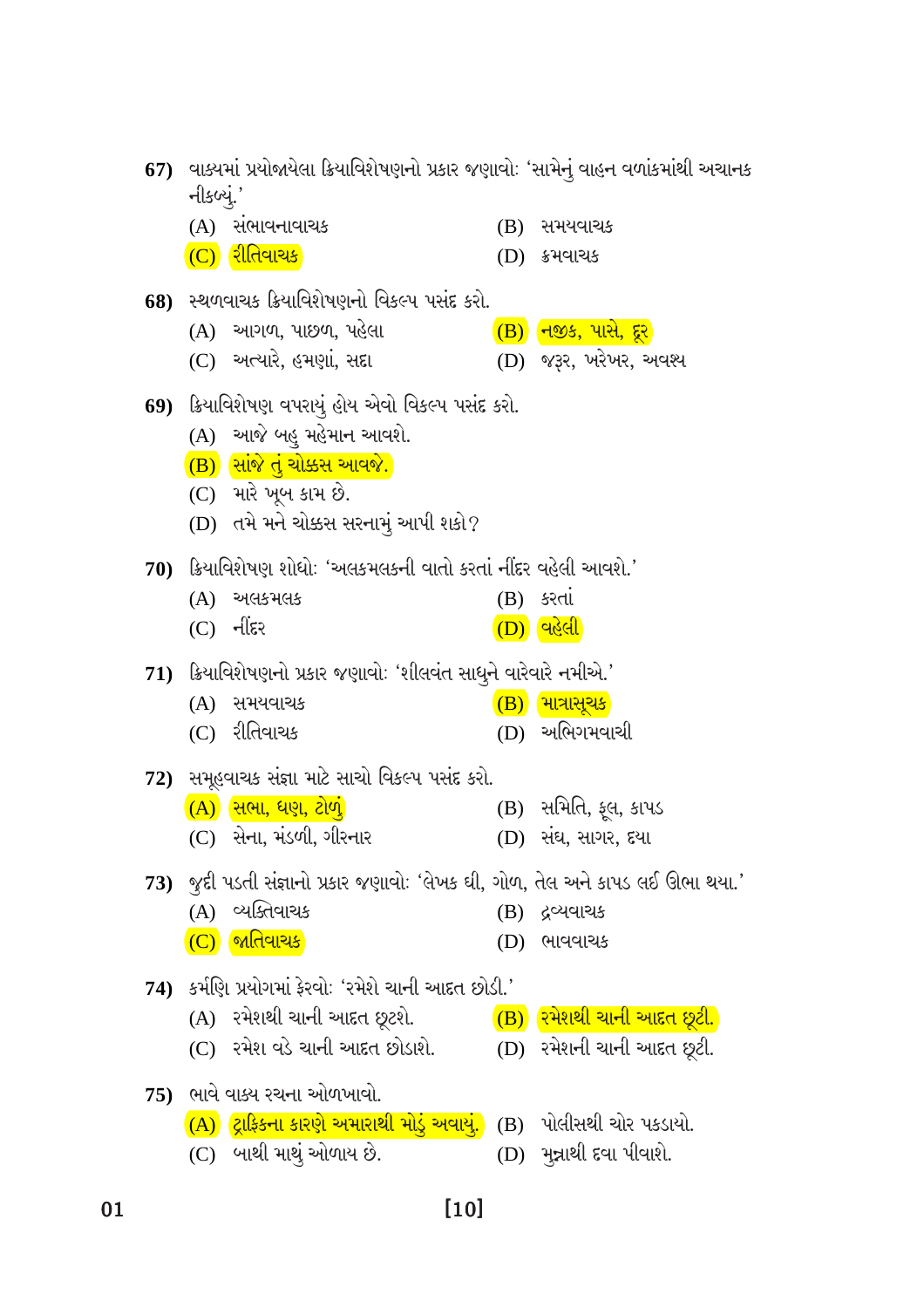**67)** વાક્યમાં પ્રયોજાયેલા ક્રિયાવિશેષણનો પ્રકાર જણાવો: 'સામેનું વાહન વળાંકમાંથી અચાનક નીકળ્યું.'

(A) સંભાવનાવાચક
(B) સમયવાચક
(C) રીતિવાચક
(D) ક્રમવાચક

**68)** સ્થળવાચક ક્રિયાવિશેષણનો વિકલ્પ પસંદ કરો.

(A) આગળ, પાછળ, પહેલા
(B) નજીક, પાસે, દૂર
(C) અત્યારે, હમણાં, સદા
(D) જરૂર, ખરેખર, અવશ્ય

**69)** ક્રિયાવિશેષણ વપરાયું હોય એવો વિકલ્પ પસંદ કરો.

(A) આજે બહુ મહેમાન આવશે.
(B) સાંજે તું ચોક્કસ આવજે.
(C) મારે ખૂબ કામ છે.
(D) તમે મને ચોક્કસ સરનામું આપી શકો?

**70)** ક્રિયાવિશેષણ શોધો: 'અલકમલકની વાતો કરતાં નીંદર વહેલી આવશે.'

(A) અલકમલક
(B) કરતાં
(C) નીંદર
(D) વહેલી

**71)** ક્રિયાવિશેષણનો પ્રકાર જણાવો: 'શીલવંત સાધુને વારેવારે નમીએ.'

(A) સમયવાચક
(B) માત્રાસૂચક
(C) રીતિવાચક
(D) અભિગમવાચી

**72)** સમૂહવાચક સંજ્ઞા માટે સાચો વિકલ્પ પસંદ કરો.

(A) સભા, ધણ, ટોળું
(B) સમિતિ, ફૂલ, કાપડ
(C) સેના, મંડળી, ગીરનાર
(D) સંઘ, સાગર, દયા

**73)** જુદી પડતી સંજ્ઞાનો પ્રકાર જણાવો: 'લેખક ઘી, ગોળ, તેલ અને કાપડ લઈ ઊભા થયા.'

(A) વ્યક્તિવાચક
(B) દ્રવ્યવાચક
(C) જાતિવાચક
(D) ભાવવાચક

**74)** કર્મણિ પ્રયોગમાં ફેરવો: 'રમેશે ચાની આદત છોડી.'

(A) રમેશથી ચાની આદત છૂટશે.
(B) રમેશથી ચાની આદત છૂટી.
(C) રમેશ વડે ચાની આદત છોડાશે.
(D) રમેશની ચાની આદત છૂટી.

**75)** ભાવે વાક્ય રચના ઓળખાવો.

(A) ટ્રાફિકના કારણે અમારાથી મોડું અવાયું.
(B) પોલીસથી ચોર પકડાયો.
(C) બાથી માથું ઓળાય છે.
(D) મુન્નાથી દવા પીવાશે.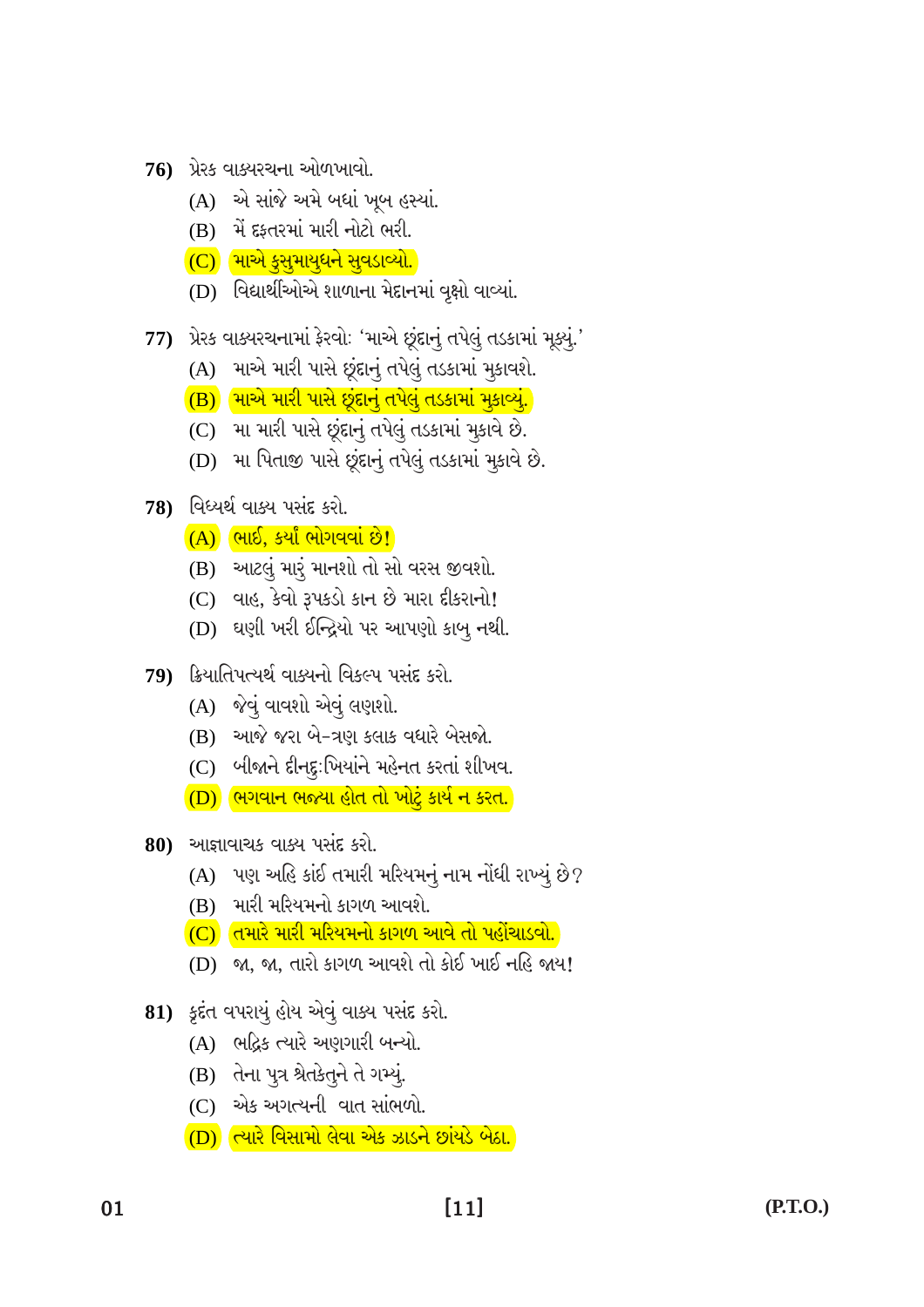**76)** પ્રેરક વાક્યરચના ઓળખાવો.

(A) એ સાંજે અમે બધાં ખૂબ હસ્યાં.

(B) મેં દફતરમાં મારી નોટો ભરી.

(C) માએ કુસુમાયુધને સુવડાવ્યો.

(D) વિદ્યાર્થીઓએ શાળાના મેદાનમાં વૃક્ષો વાવ્યાં.

**77)** પ્રેરક વાક્યરચનામાં ફેરવોઃ 'માએ છૂંદાનું તપેલું તડકામાં મૂક્યું.'

(A) માએ મારી પાસે છૂંદાનું તપેલું તડકામાં મુકાવશે.

(B) માએ મારી પાસે છૂંદાનું તપેલું તડકામાં મુકાવ્યું.

(C) મા મારી પાસે છૂંદાનું તપેલું તડકામાં મુકાવે છે.

(D) મા પિતાજી પાસે છૂંદાનું તપેલું તડકામાં મુકાવે છે.

**78)** વિધ્યર્થ વાક્ય પસંદ કરો.

(A) ભાઈ, કર્યાં ભોગવવાં છે!

(B) આટલું મારું માનશો તો સો વરસ જીવશો.

(C) વાહ, કેવો રૂપકડો કાન છે મારા દીકરાનો!

(D) ઘણી ખરી ઈન્દ્રિયો પર આપણો કાબુ નથી.

**79)** ક્રિયાતિપત્યર્થ વાક્યનો વિકલ્પ પસંદ કરો.

(A) જેવું વાવશો એવું લણશો.

(B) આજે જરા બે-ત્રણ કલાક વધારે બેસજો.

(C) બીજાને દીનદુઃખિયાંને મહેનત કરતાં શીખવ.

(D) ભગવાન ભજ્યા હોત તો ખોટું કાર્ય ન કરત.

**80)** આજ્ઞાવાચક વાક્ય પસંદ કરો.

(A) પણ અહિ કાંઈ તમારી મરિયમનું નામ નોંધી રાખ્યું છે?

(B) મારી મરિયમનો કાગળ આવશે.

(C) તમારે મારી મરિયમનો કાગળ આવે તો પહોંચાડવો.

(D) જા, જા, તારો કાગળ આવશે તો કોઈ ખાઈ નહિ જાય!

**81)** કૃદંત વપરાયું હોય એવું વાક્ય પસંદ કરો.

(A) ભદ્રિક ત્યારે અણગારી બન્યો.

(B) તેના પુત્ર શ્વેતકેતુને તે ગમ્યું.

(C) એક અગત્યની વાત સાંભળો.

(D) ત્યારે વિસામો લેવા એક ઝાડને છાંયડે બેઠા.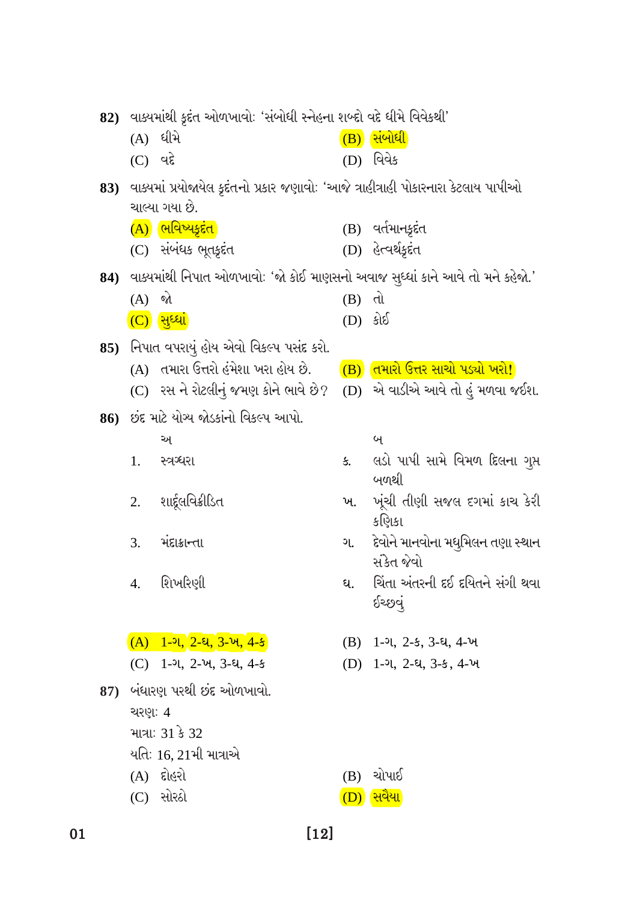**82)** વાક્યમાંથી કૃદંત ઓળખાવો: 'સંબોધી સ્નેહના શબ્દો વદે ધીમે વિવેકથી'

(A) ધીમે
(B) સંબોધી
(C) વદે
(D) વિવેક

**83)** વાક્યમાં પ્રયોજાયેલ કૃદંતનો પ્રકાર જણાવો: 'આજે ત્રાહીત્રાહી પોકારનારા કેટલાય પાપીઓ ચાલ્યા ગયા છે.

(A) ભવિષ્યકૃદંત
(B) વર્તમાનકૃદંત
(C) સંબંધક ભૂતકૃદંત
(D) હેત્વર્થકૃદંત

**84)** વાક્યમાંથી નિપાત ઓળખાવો: 'જો કોઈ માણસનો અવાજ સુધ્ધાં કાને આવે તો મને કહેજો.'

(A) જો
(B) તો
(C) સુધ્ધાં
(D) કોઈ

**85)** નિપાત વપરાયું હોય એવો વિકલ્પ પસંદ કરો.

(A) તમારા ઉત્તરો હંમેશા ખરા હોય છે.
(B) તમારો ઉત્તર સાચો પડ્યો ખરો!
(C) રસ ને રોટલીનું જમણ કોને ભાવે છે?
(D) એ વાડીએ આવે તો હું મળવા જઈશ.

**86)** છંદ માટે યોગ્ય જોડકાંનો વિકલ્પ આપો.

| | અ | | બ |
|---|---|---|---|
| 1. | સ્ત્રગ્ધરા | ક. | લડો પાપી સામે વિમળ દિલના ગુપ્ત બળથી |
| 2. | શાર્દૂલવિક્રીડિત | ખ. | ખૂંચી તીણી સજલ દગમાં કાચ કેરી કણિકા |
| 3. | મંદાક્રાન્તા | ગ. | દેવોને માનવોના મધુમિલન તણા સ્થાન સંકેત જેવો |
| 4. | શિખરિણી | ઘ. | ચિંતા અંતરની દઈ દયિતને સંગી થવા ઈચ્છવું |

(A) 1-ગ, 2-ઘ, 3-ખ, 4-ક
(B) 1-ગ, 2-ક, 3-ઘ, 4-ખ
(C) 1-ગ, 2-ખ, 3-ઘ, 4-ક
(D) 1-ગ, 2-ઘ, 3-ક, 4-ખ

**87)** બંધારણ પરથી છંદ ઓળખાવો.

ચરણ: 4
માત્રા: 31 કે 32
યતિ: 16, 21મી માત્રાએ

(A) દોહરો
(B) ચોપાઈ
(C) સોરઠો
(D) સવૈયા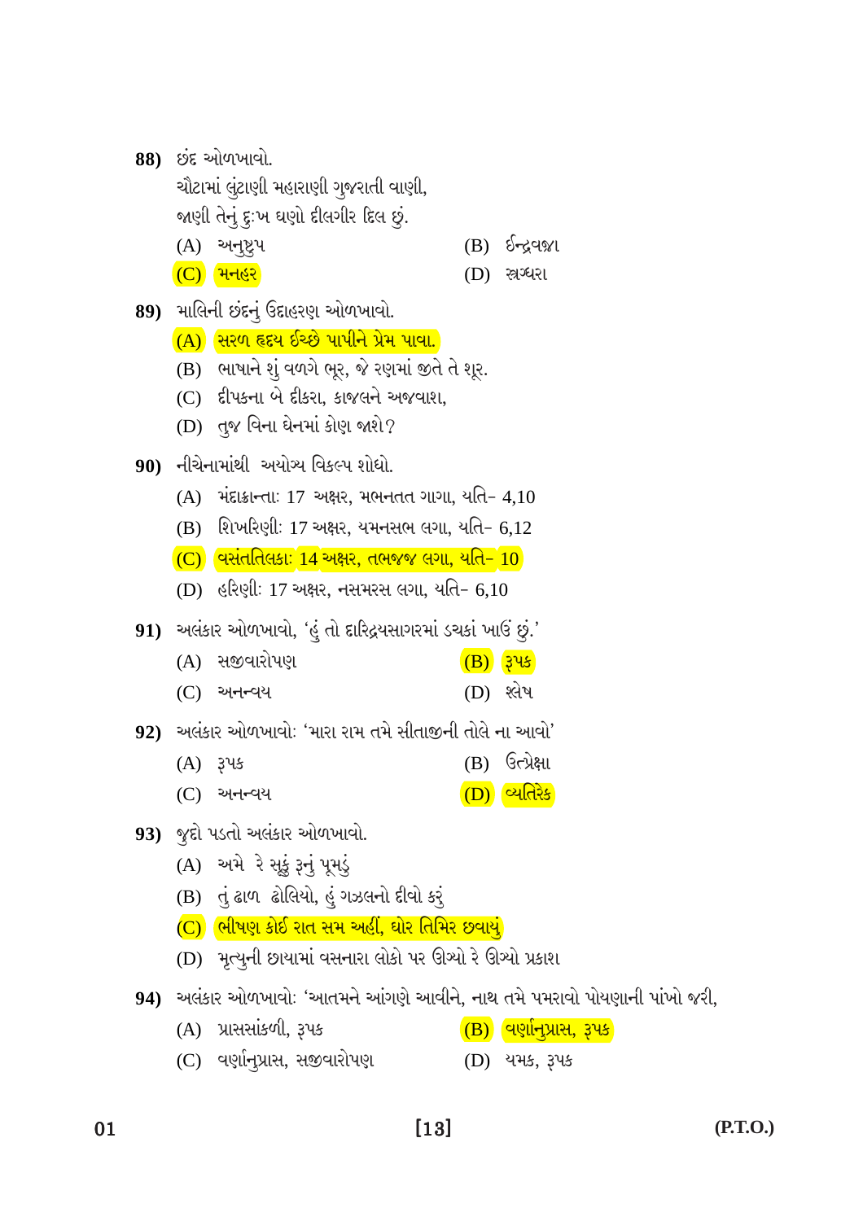**88)** છંદ ઓળખાવો.
ચૌટામાં લુંટાણી મહારાણી ગુજરાતી વાણી,
જાણી તેનું દુઃખ ઘણો દીલગીર દિલ છું.

(A) અનુષ્ટુપ (B) ઈન્દ્રવજ્રા
(C) મનહર (D) સ્ત્રગ્ધરા

**89)** માલિની છંદનું ઉદાહરણ ઓળખાવો.

(A) સરળ હૃદય ઈચ્છે પાપીને પ્રેમ પાવા.
(B) ભાષાને શું વળગે ભૂર, જે રણમાં જીતે તે શૂર.
(C) દીપકના બે દીકરા, કાજલને અજવાશ,
(D) તુજ વિના ઘેનમાં કોણ જાશે?

**90)** નીચેનામાંથી અયોગ્ય વિકલ્પ શોધો.

(A) મંદાક્રાન્તાઃ 17 અક્ષર, મભનતત ગાગા, યતિ- 4,10
(B) શિખરિણીઃ 17 અક્ષર, યમનસભ લગા, યતિ- 6,12
(C) વસંતતિલકાઃ 14 અક્ષર, તભજજ ગગા, યતિ- 10
(D) હરિણીઃ 17 અક્ષર, નસમરસ લગા, યતિ- 6,10

**91)** અલંકાર ઓળખાવો, 'હું તો દારિદ્રયસાગરમાં ડચકાં ખાઉં છું.'

(A) સજીવારોપણ (B) રૂપક
(C) અનન્વય (D) શ્લેષ

**92)** અલંકાર ઓળખાવોઃ 'મારા રામ તમે સીતાજીની તોલે ના આવો'

(A) રૂપક (B) ઉત્પ્રેક્ષા
(C) અનન્વય (D) વ્યતિરેક

**93)** જુદો પડતો અલંકાર ઓળખાવો.

(A) અમે રે સૂકું રૂનું પૂમડું
(B) તું ઢાળ ઢોલિયો, હું ગઝલનો દીવો કરું
(C) ભીષણ કોઈ રાત સમ અહીં, ઘોર તિમિર છવાયું
(D) મૃત્યુની છાયામાં વસનારા લોકો પર ઊગ્યો રે ઊગ્યો પ્રકાશ

**94)** અલંકાર ઓળખાવોઃ 'આતમને આંગણે આવીને, નાથ તમે પમરાવો પોયણાની પાંખો જરી,

(A) પ્રાસસાંકળી, રૂપક (B) વર્ણાનુપ્રાસ, રૂપક
(C) વર્ણાનુપ્રાસ, સજીવારોપણ (D) યમક, રૂપક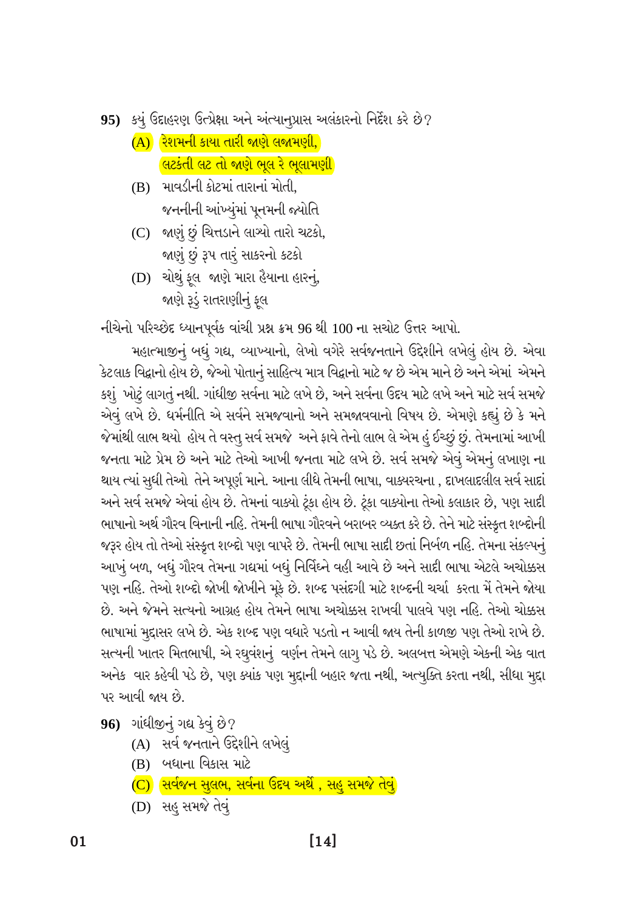**95)** કયું ઉદાહરણ ઉત્પ્રેક્ષા અને અંત્યાનુપ્રાસ અલંકારનો નિર્દેશ કરે છે?

(A) રેશમની કાયા તારી જાણે લજામણી,
લટકંતી લટ તો જાણે ભૂલ રે ભૂલામણી

(B) માવડીની કોટમાં તારાનાં મોતી,
જનનીની આંખ્યુંમાં પૂનમની જ્યોતિ

(C) જાણું છું ચિત્તડાને લાગ્યો તારો ચટકો,
જાણું છું રૂપ તારું સાકરનો કટકો

(D) ચોથું ફૂલ જાણે મારા હૈયાના હારનું,
જાણે રૂડું રાતરાણીનું ફૂલ

નીચેનો પરિચ્છેદ ધ્યાનપૂર્વક વાંચી પ્રશ્ન ક્રમ 96 થી 100 ના સચોટ ઉત્તર આપો.

મહાત્માજીનું બધું ગદ્ય, વ્યાખ્યાનો, લેખો વગેરે સર્વજનતાને ઉદ્દેશીને લખેલું હોય છે. એવા કેટલાક વિદ્વાનો હોય છે, જેઓ પોતાનું સાહિત્ય માત્ર વિદ્વાનો માટે જ છે એમ માને છે અને એમાં એમને કશું ખોટું લાગતું નથી. ગાંધીજી સર્વના માટે લખે છે, અને સર્વના ઉદય માટે લખે અને માટે સર્વ સમજે એવું લખે છે. ધર્મનીતિ એ સર્વને સમજવાનો અને સમજાવવાનો વિષય છે. એમણે કહ્યું છે કે મને જેમાંથી લાભ થયો હોય તે વસ્તુ સર્વ સમજે અને ફાવે તેનો લાભ લે એમ હું ઈચ્છું છું. તેમનામાં આખી જનતા માટે પ્રેમ છે અને માટે તેઓ આખી જનતા માટે લખે છે. સર્વ સમજે એવું એમનું લખાણ ના થાય ત્યાં સુધી તેઓ તેને અપૂર્ણ માને. આના લીધે તેમની ભાષા, વાક્યરચના , દાખલાદલીલ સર્વ સાદાં અને સર્વ સમજે એવાં હોય છે. તેમનાં વાક્યો ટૂંકા હોય છે. ટૂંકા વાક્યોના તેઓ કલાકાર છે, પણ સાદી ભાષાનો અર્થ ગૌરવ વિનાની નહિ. તેમની ભાષા ગૌરવને બરાબર વ્યક્ત કરે છે. તેને માટે સંસ્કૃત શબ્દોની જરૂર હોય તો તેઓ સંસ્કૃત શબ્દો પણ વાપરે છે. તેમની ભાષા સાદી છતાં નિર્બળ નહિ. તેમના સંકલ્પનું આખું બળ, બધું ગૌરવ તેમના ગદ્યમાં બધું નિર્વિઘ્ને વહી આવે છે અને સાદી ભાષા એટલે અચોક્કસ પણ નહિ. તેઓ શબ્દો જોખી જોખીને મૂકે છે. શબ્દ પસંદગી માટે શબ્દની ચર્ચા કરતા મેં તેમને જોયા છે. અને જેમને સત્યનો આગ્રહ હોય તેમને ભાષા અચોક્કસ રાખવી પાલવે પણ નહિ. તેઓ ચોક્કસ ભાષામાં મુદ્દાસર લખે છે. એક શબ્દ પણ વધારે પડતો ન આવી જાય તેની કાળજી પણ તેઓ રાખે છે. સત્યની ખાતર મિતભાષી, એ રઘુવંશનું વર્ણન તેમને લાગુ પડે છે. અલબત્ત એમણે એકની એક વાત અનેક વાર કહેવી પડે છે, પણ ક્યાંક પણ મુદ્દાની બહાર જતા નથી, અત્યુક્તિ કરતા નથી, સીધા મુદ્દા પર આવી જાય છે.

**96)** ગાંધીજીનું ગદ્ય કેવું છે?

(A) સર્વ જનતાને ઉદ્દેશીને લખેલું

(B) બધાના વિકાસ માટે

(C) સર્વજન સુલભ, સર્વના ઉદય અર્થે , સહુ સમજે તેવું

(D) સહુ સમજે તેવું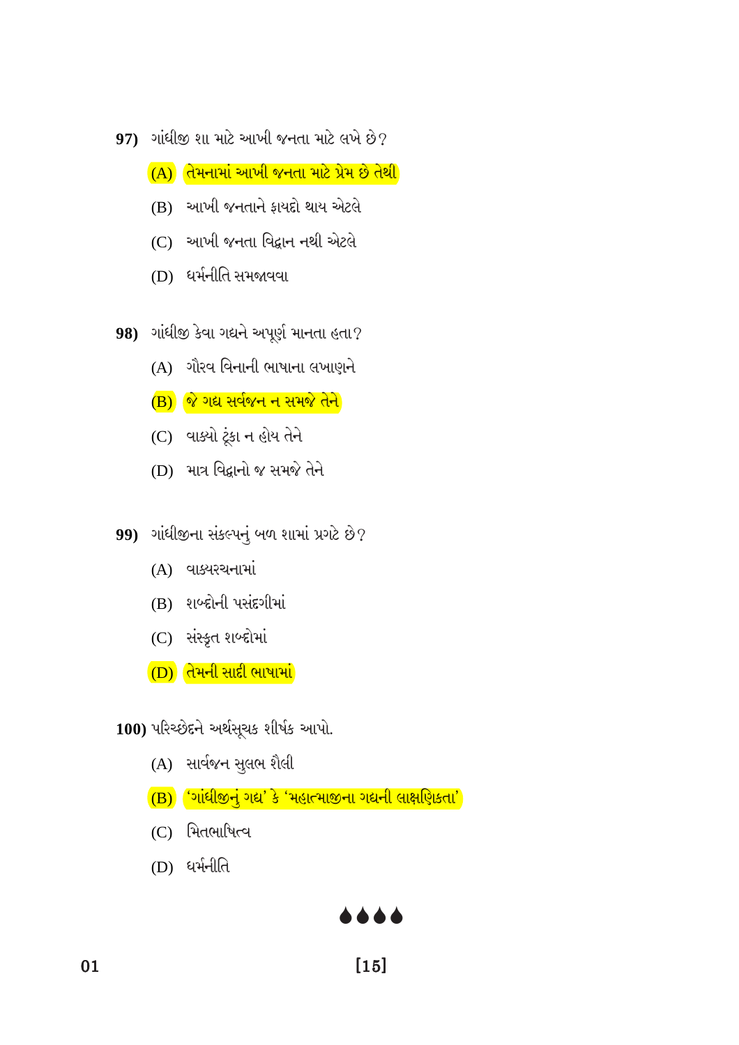**97)** ગાંધીજી શા માટે આખી જનતા માટે લખે છે?

(A) તેમનામાં આખી જનતા માટે પ્રેમ છે તેથી

(B) આખી જનતાને ફાયદો થાય એટલે

(C) આખી જનતા વિદ્વાન નથી એટલે

(D) ધર્મનીતિ સમજાવવા

**98)** ગાંધીજી કેવા ગદ્યને અપૂર્ણ માનતા હતા?

(A) ગૌરવ વિનાની ભાષાના લખાણને

(B) જે ગદ્ય સર્વજન ન સમજે તેને

(C) વાક્યો ટૂંકા ન હોય તેને

(D) માત્ર વિદ્વાનો જ સમજે તેને

**99)** ગાંધીજીના સંકલ્પનું બળ શામાં પ્રગટે છે?

(A) વાક્યરચનામાં

(B) શબ્દોની પસંદગીમાં

(C) સંસ્કૃત શબ્દોમાં

(D) તેમની સાદી ભાષામાં

**100)** પરિચ્છેદને અર્થસૂચક શીર્ષક આપો.

(A) સાર્વજન સુલભ શૈલી

(B) 'ગાંધીજીનું ગદ્ય' કે 'મહાત્માજીના ગદ્યની લાક્ષણિકતા'

(C) મિતભાષિત્વ

(D) ધર્મનીતિ

♦♦♦♦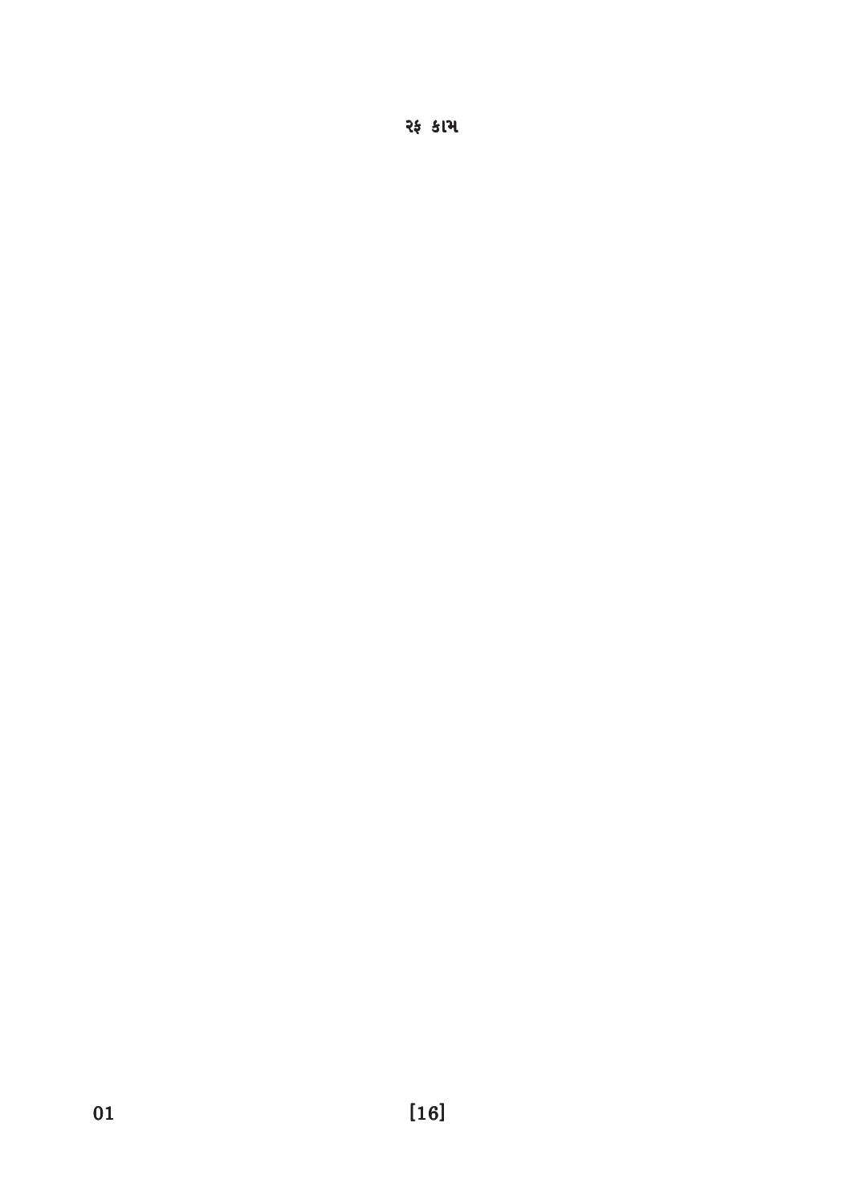રફ કામ